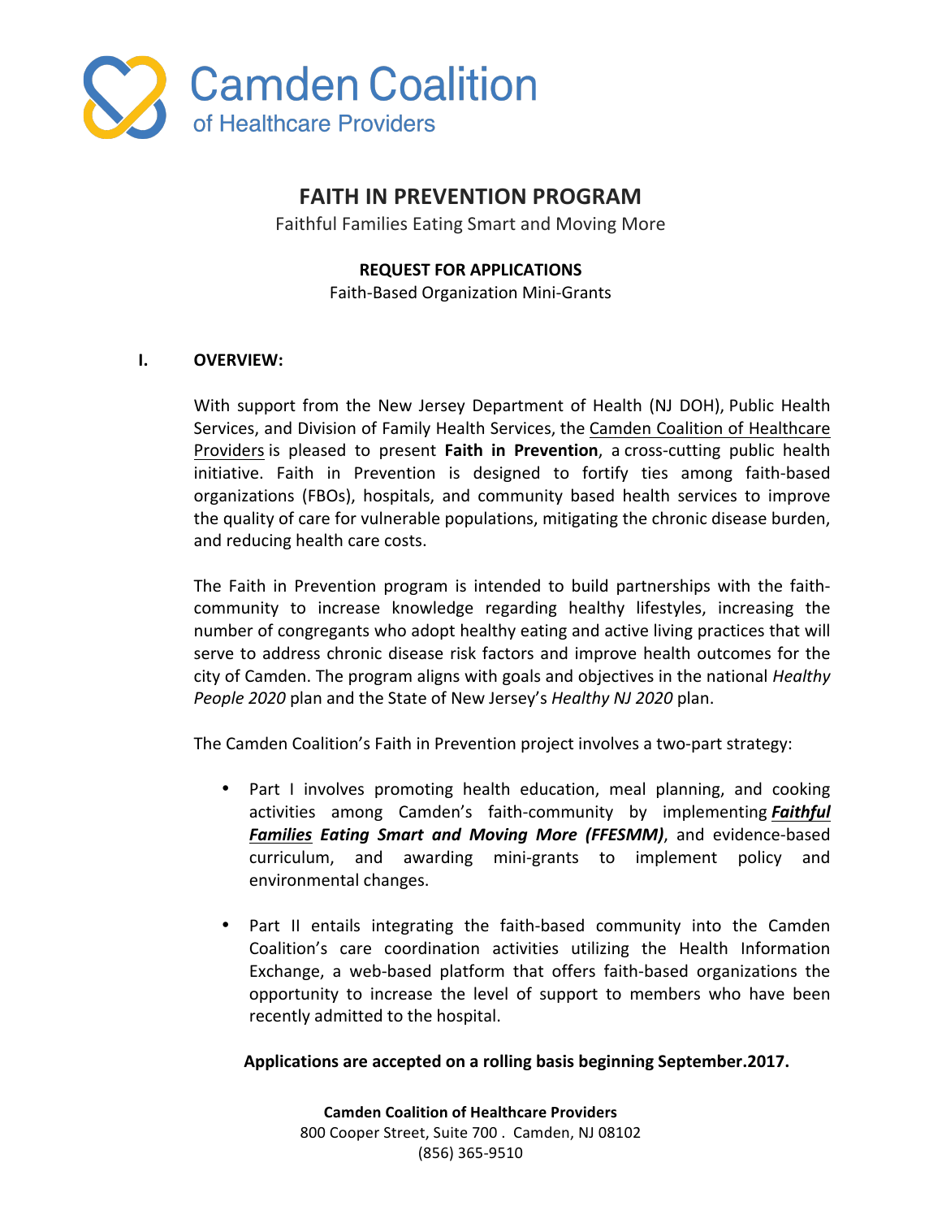Camden Coalition
of Healthcare Providers

# FAITH IN PREVENTION PROGRAM

Faithful Families Eating Smart and Moving More

## REQUEST FOR APPLICATIONS

Faith-Based Organization Mini-Grants

## I. OVERVIEW:

With support from the New Jersey Department of Health (NJ DOH), Public Health Services, and Division of Family Health Services, the Camden Coalition of Healthcare Providers is pleased to present **Faith in Prevention**, a cross-cutting public health initiative. Faith in Prevention is designed to fortify ties among faith-based organizations (FBOs), hospitals, and community based health services to improve the quality of care for vulnerable populations, mitigating the chronic disease burden, and reducing health care costs.

The Faith in Prevention program is intended to build partnerships with the faith-community to increase knowledge regarding healthy lifestyles, increasing the number of congregants who adopt healthy eating and active living practices that will serve to address chronic disease risk factors and improve health outcomes for the city of Camden. The program aligns with goals and objectives in the national *Healthy People 2020* plan and the State of New Jersey's *Healthy NJ 2020* plan.

The Camden Coalition's Faith in Prevention project involves a two-part strategy:

- Part I involves promoting health education, meal planning, and cooking activities among Camden's faith-community by implementing ***Faithful Families Eating Smart and Moving More (FFESMM)***, and evidence-based curriculum, and awarding mini-grants to implement policy and environmental changes.
- Part II entails integrating the faith-based community into the Camden Coalition's care coordination activities utilizing the Health Information Exchange, a web-based platform that offers faith-based organizations the opportunity to increase the level of support to members who have been recently admitted to the hospital.

**Applications are accepted on a rolling basis beginning September.2017.**

**Camden Coalition of Healthcare Providers**
800 Cooper Street, Suite 700 . Camden, NJ 08102
(856) 365-9510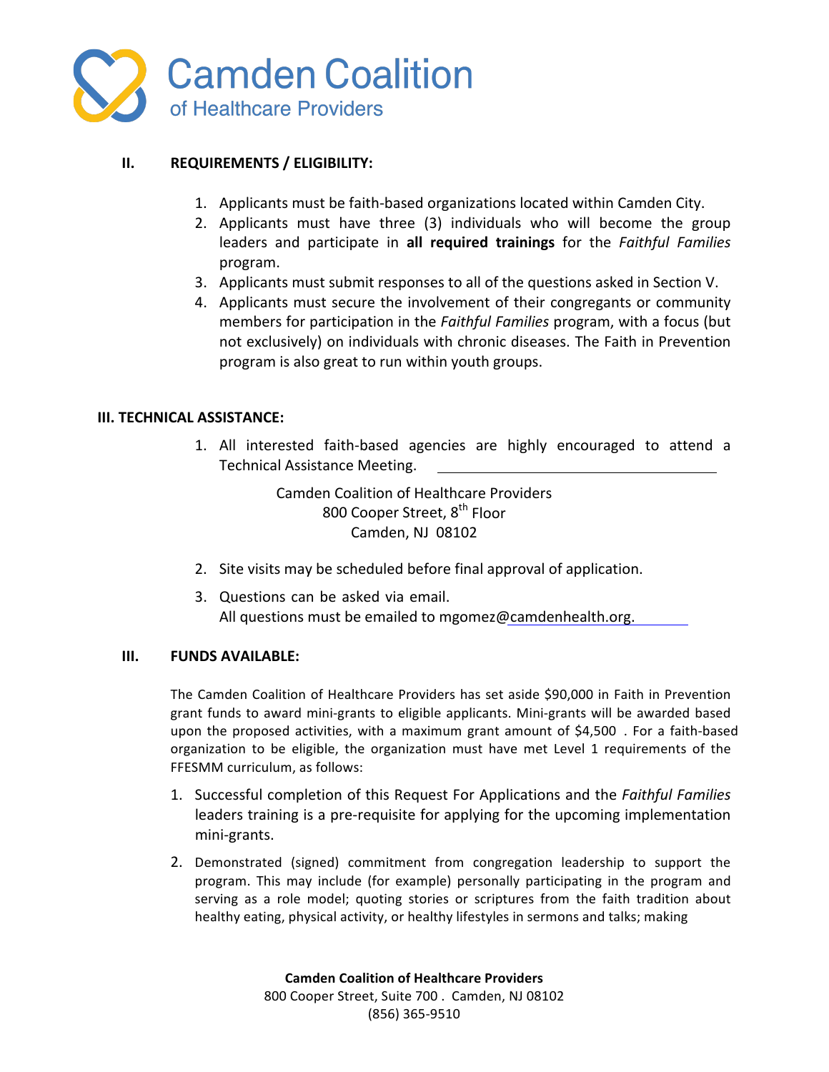## II. REQUIREMENTS / ELIGIBILITY:

1. Applicants must be faith-based organizations located within Camden City.
2. Applicants must have three (3) individuals who will become the group leaders and participate in **all required trainings** for the *Faithful Families* program.
3. Applicants must submit responses to all of the questions asked in Section V.
4. Applicants must secure the involvement of their congregants or community members for participation in the *Faithful Families* program, with a focus (but not exclusively) on individuals with chronic diseases. The Faith in Prevention program is also great to run within youth groups.

## III. TECHNICAL ASSISTANCE:

1. All interested faith-based agencies are highly encouraged to attend a Technical Assistance Meeting.

   Camden Coalition of Healthcare Providers
   800 Cooper Street, 8th Floor
   Camden, NJ 08102

2. Site visits may be scheduled before final approval of application.
3. Questions can be asked via email.
   All questions must be emailed to mgomez@camdenhealth.org.

## III. FUNDS AVAILABLE:

The Camden Coalition of Healthcare Providers has set aside $90,000 in Faith in Prevention grant funds to award mini-grants to eligible applicants. Mini-grants will be awarded based upon the proposed activities, with a maximum grant amount of $4,500 . For a faith-based organization to be eligible, the organization must have met Level 1 requirements of the FFESMM curriculum, as follows:

1. Successful completion of this Request For Applications and the *Faithful Families* leaders training is a pre-requisite for applying for the upcoming implementation mini-grants.
2. Demonstrated (signed) commitment from congregation leadership to support the program. This may include (for example) personally participating in the program and serving as a role model; quoting stories or scriptures from the faith tradition about healthy eating, physical activity, or healthy lifestyles in sermons and talks; making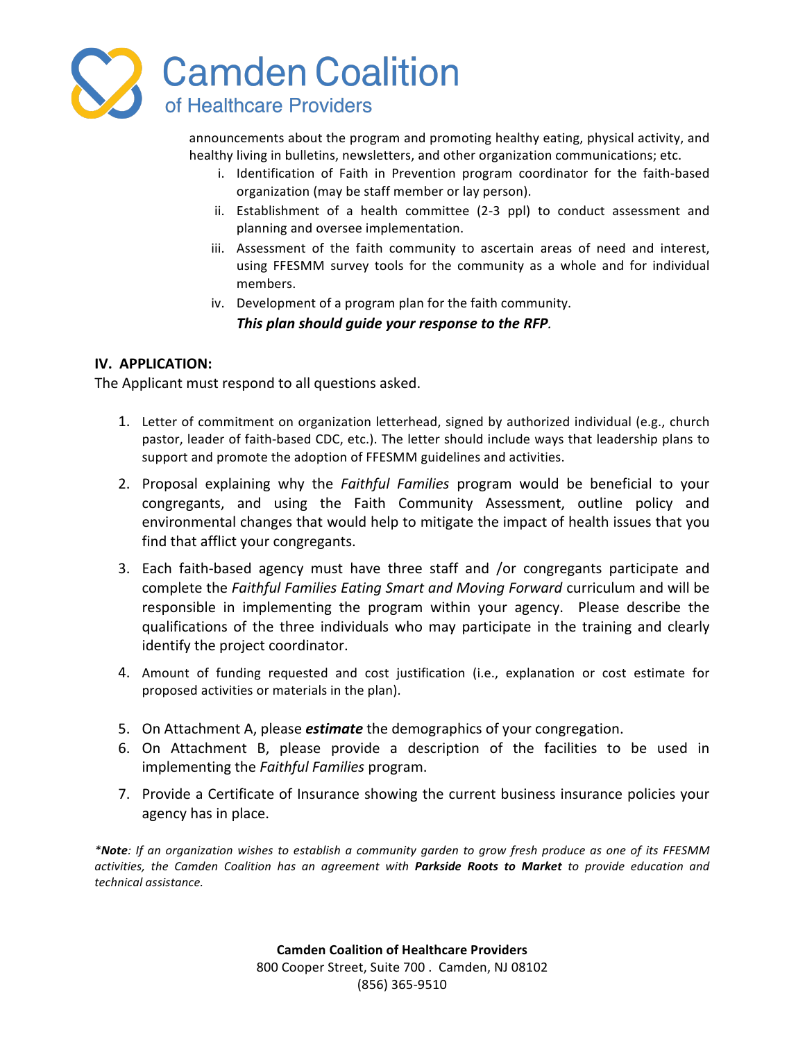announcements about the program and promoting healthy eating, physical activity, and healthy living in bulletins, newsletters, and other organization communications; etc.

i. Identification of Faith in Prevention program coordinator for the faith-based organization (may be staff member or lay person).

ii. Establishment of a health committee (2-3 ppl) to conduct assessment and planning and oversee implementation.

iii. Assessment of the faith community to ascertain areas of need and interest, using FFESMM survey tools for the community as a whole and for individual members.

iv. Development of a program plan for the faith community.

***This plan should guide your response to the RFP.***

## IV. APPLICATION:

The Applicant must respond to all questions asked.

1. Letter of commitment on organization letterhead, signed by authorized individual (e.g., church pastor, leader of faith-based CDC, etc.). The letter should include ways that leadership plans to support and promote the adoption of FFESMM guidelines and activities.
2. Proposal explaining why the *Faithful Families* program would be beneficial to your congregants, and using the Faith Community Assessment, outline policy and environmental changes that would help to mitigate the impact of health issues that you find that afflict your congregants.
3. Each faith-based agency must have three staff and /or congregants participate and complete the *Faithful Families Eating Smart and Moving Forward* curriculum and will be responsible in implementing the program within your agency. Please describe the qualifications of the three individuals who may participate in the training and clearly identify the project coordinator.
4. Amount of funding requested and cost justification (i.e., explanation or cost estimate for proposed activities or materials in the plan).
5. On Attachment A, please ***estimate*** the demographics of your congregation.
6. On Attachment B, please provide a description of the facilities to be used in implementing the *Faithful Families* program.
7. Provide a Certificate of Insurance showing the current business insurance policies your agency has in place.

*\****Note****: If an organization wishes to establish a community garden to grow fresh produce as one of its FFESMM activities, the Camden Coalition has an agreement with* ***Parkside Roots to Market*** *to provide education and technical assistance.*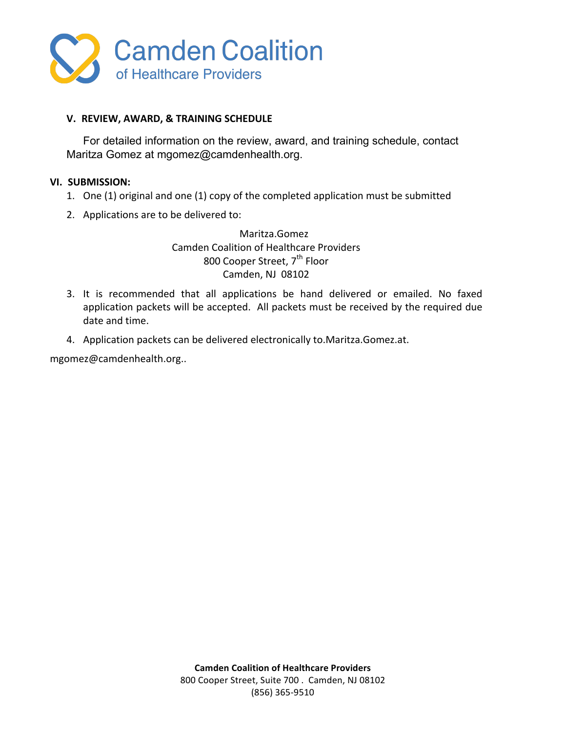## V. REVIEW, AWARD, & TRAINING SCHEDULE

For detailed information on the review, award, and training schedule, contact Maritza Gomez at mgomez@camdenhealth.org.

## VI. SUBMISSION:

1. One (1) original and one (1) copy of the completed application must be submitted
2. Applications are to be delivered to:

   Maritza.Gomez
   Camden Coalition of Healthcare Providers
   800 Cooper Street, 7th Floor
   Camden, NJ 08102

3. It is recommended that all applications be hand delivered or emailed. No faxed application packets will be accepted. All packets must be received by the required due date and time.
4. Application packets can be delivered electronically to.Maritza.Gomez.at.

mgomez@camdenhealth.org..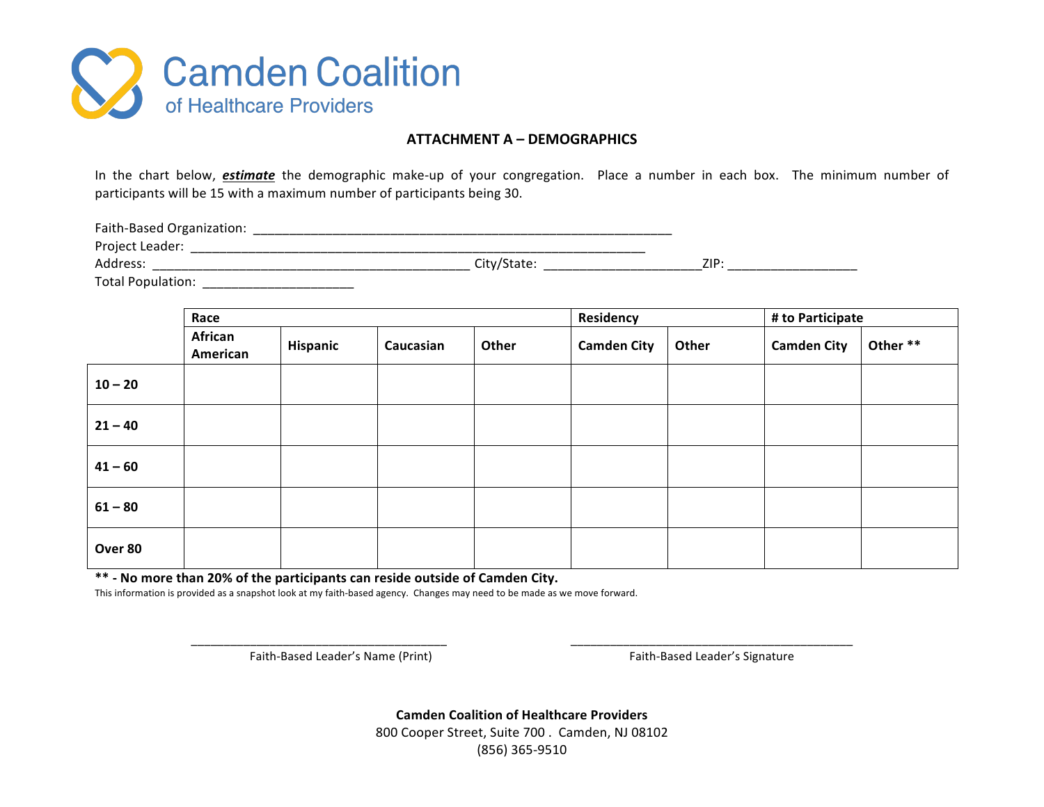Camden Coalition of Healthcare Providers

## ATTACHMENT A – DEMOGRAPHICS

In the chart below, ***estimate*** the demographic make-up of your congregation. Place a number in each box. The minimum number of participants will be 15 with a maximum number of participants being 30.

Faith-Based Organization: ____________________________________________________________

Project Leader: __________________________________________________________________

Address: _____________________________________________ City/State: ______________________ZIP: __________________

Total Population: _____________________

| | Race | | | | Residency | | # to Participate | |
|---|---|---|---|---|---|---|---|---|
| | **African American** | **Hispanic** | **Caucasian** | **Other** | **Camden City** | **Other** | **Camden City** | **Other \*\*** |
| **10 – 20** | | | | | | | | |
| **21 – 40** | | | | | | | | |
| **41 – 60** | | | | | | | | |
| **61 – 80** | | | | | | | | |
| **Over 80** | | | | | | | | |

**\*\* - No more than 20% of the participants can reside outside of Camden City.**

This information is provided as a snapshot look at my faith-based agency. Changes may need to be made as we move forward.

_______________________________________
Faith-Based Leader's Name (Print)

_____________________________________________
Faith-Based Leader's Signature

**Camden Coalition of Healthcare Providers**
800 Cooper Street, Suite 700 . Camden, NJ 08102
(856) 365-9510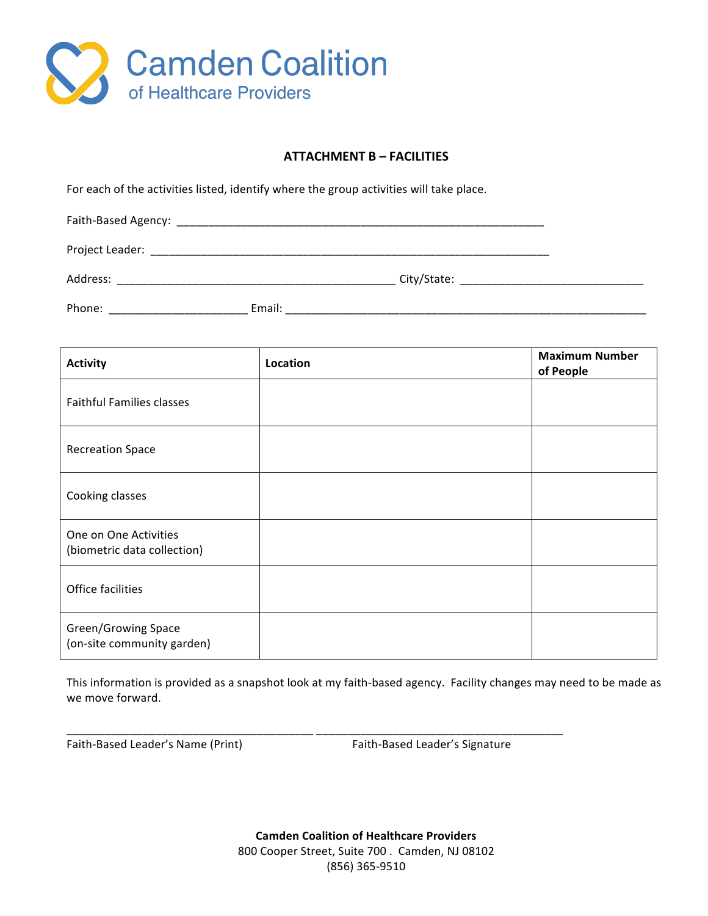Camden Coalition
of Healthcare Providers

## ATTACHMENT B – FACILITIES

For each of the activities listed, identify where the group activities will take place.

Faith-Based Agency: ___________________________________________________________

Project Leader: _________________________________________________________________

Address: ____________________________________________ City/State: _____________________________

Phone: ______________________ Email: _________________________________________________________

| **Activity** | **Location** | **Maximum Number of People** |
|---|---|---|
| Faithful Families classes | | |
| Recreation Space | | |
| Cooking classes | | |
| One on One Activities (biometric data collection) | | |
| Office facilities | | |
| Green/Growing Space (on-site community garden) | | |

This information is provided as a snapshot look at my faith-based agency. Facility changes may need to be made as we move forward.

_______________________________________ _______________________________________
Faith-Based Leader's Name (Print) Faith-Based Leader's Signature

**Camden Coalition of Healthcare Providers**
800 Cooper Street, Suite 700 . Camden, NJ 08102
(856) 365-9510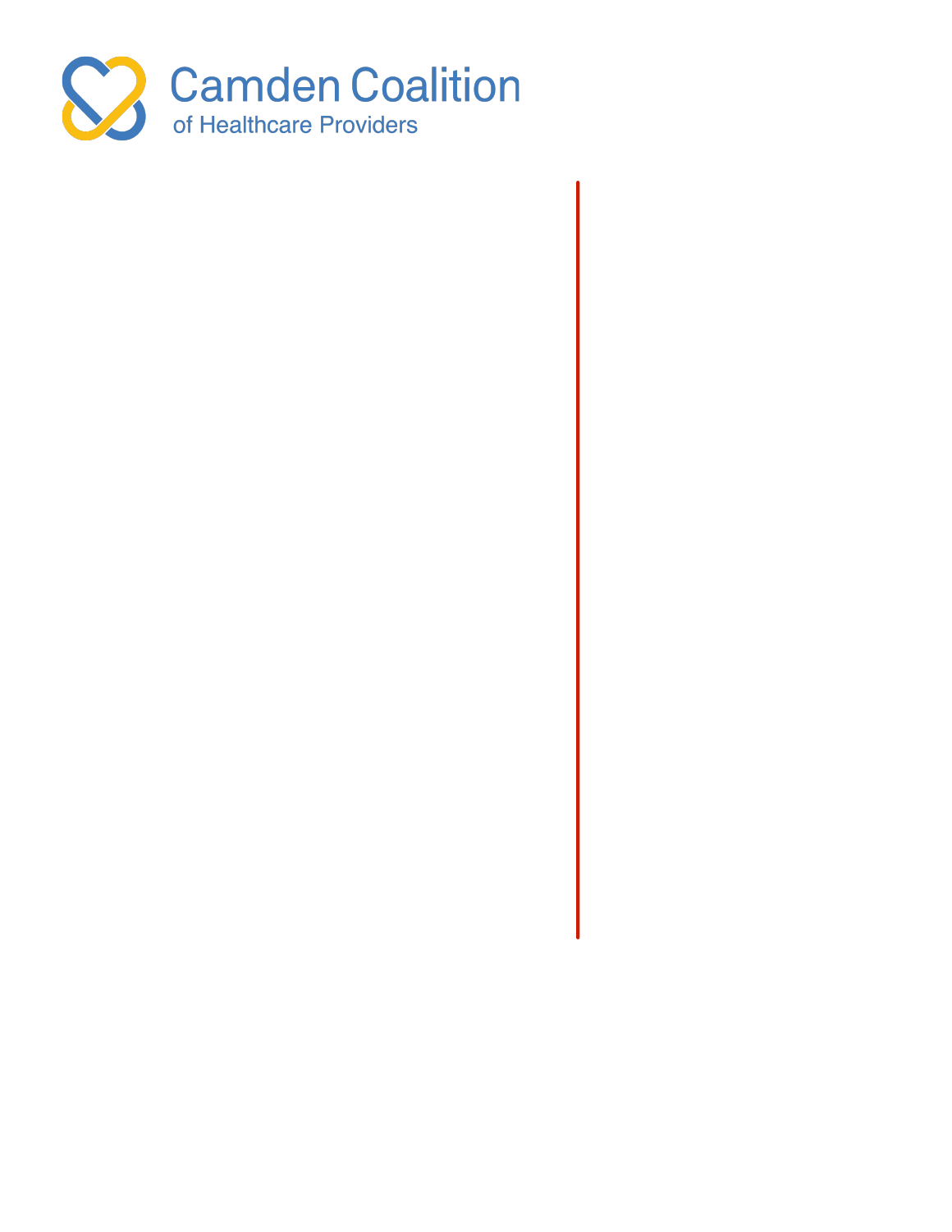Camden Coalition

of Healthcare Providers